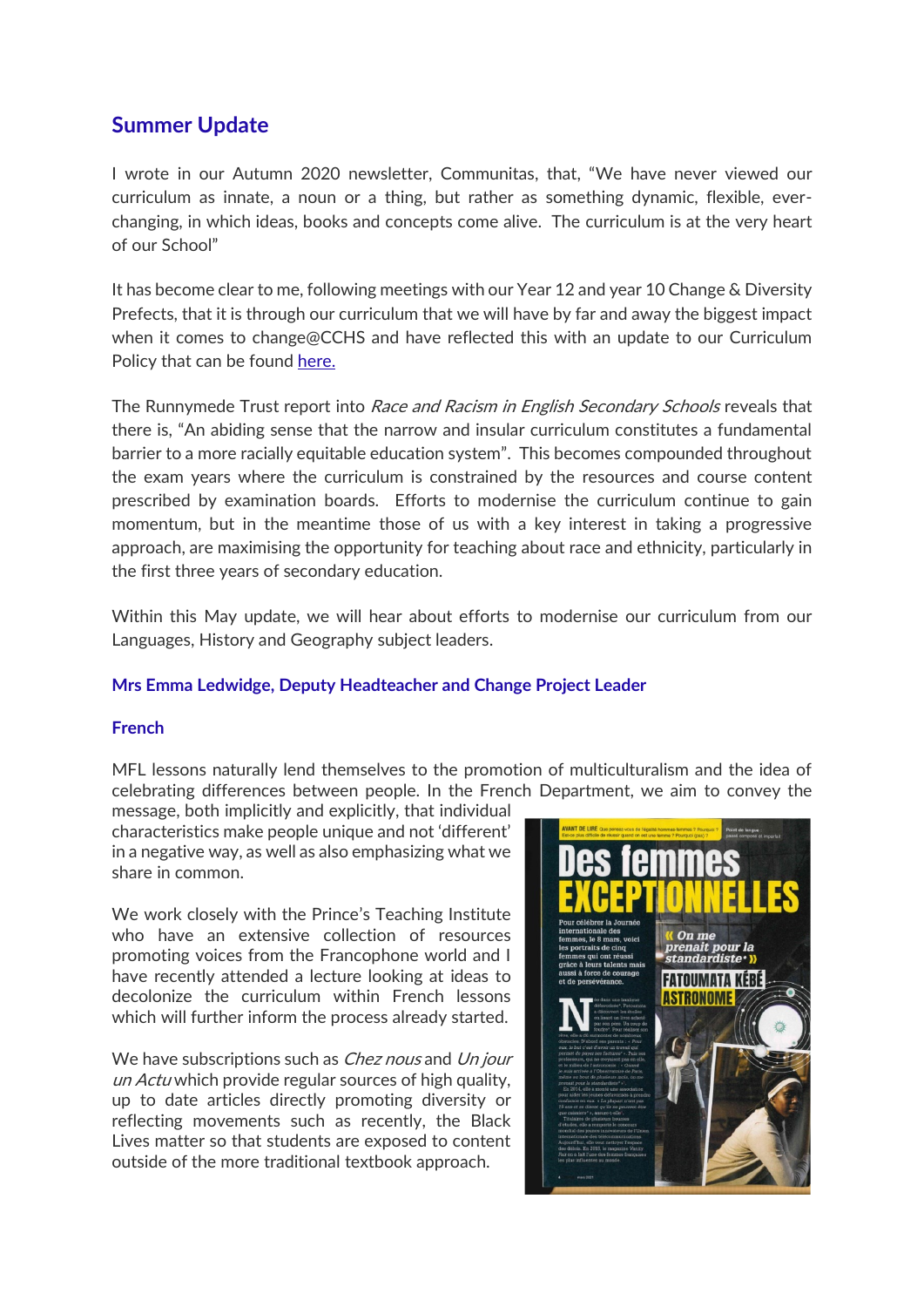## Summer Update

I wrote in our Autumn 2020 newsletter, Communitas, that, "We have never viewed our curriculum as innate, a noun or a thing, but rather as something dynamic, flexible, ever-changing, in which ideas, books and concepts come alive. The curriculum is at the very heart of our School"

It has become clear to me, following meetings with our Year 12 and year 10 Change & Diversity Prefects, that it is through our curriculum that we will have by far and away the biggest impact when it comes to change@CCHS and have reflected this with an update to our Curriculum Policy that can be found here.

The Runnymede Trust report into *Race and Racism in English Secondary Schools* reveals that there is, "An abiding sense that the narrow and insular curriculum constitutes a fundamental barrier to a more racially equitable education system". This becomes compounded throughout the exam years where the curriculum is constrained by the resources and course content prescribed by examination boards. Efforts to modernise the curriculum continue to gain momentum, but in the meantime those of us with a key interest in taking a progressive approach, are maximising the opportunity for teaching about race and ethnicity, particularly in the first three years of secondary education.

Within this May update, we will hear about efforts to modernise our curriculum from our Languages, History and Geography subject leaders.

**Mrs Emma Ledwidge, Deputy Headteacher and Change Project Leader**

### French

MFL lessons naturally lend themselves to the promotion of multiculturalism and the idea of celebrating differences between people. In the French Department, we aim to convey the message, both implicitly and explicitly, that individual characteristics make people unique and not 'different' in a negative way, as well as also emphasizing what we share in common.

We work closely with the Prince's Teaching Institute who have an extensive collection of resources promoting voices from the Francophone world and I have recently attended a lecture looking at ideas to decolonize the curriculum within French lessons which will further inform the process already started.

We have subscriptions such as *Chez nous* and *Un jour un Actu* which provide regular sources of high quality, up to date articles directly promoting diversity or reflecting movements such as recently, the Black Lives matter so that students are exposed to content outside of the more traditional textbook approach.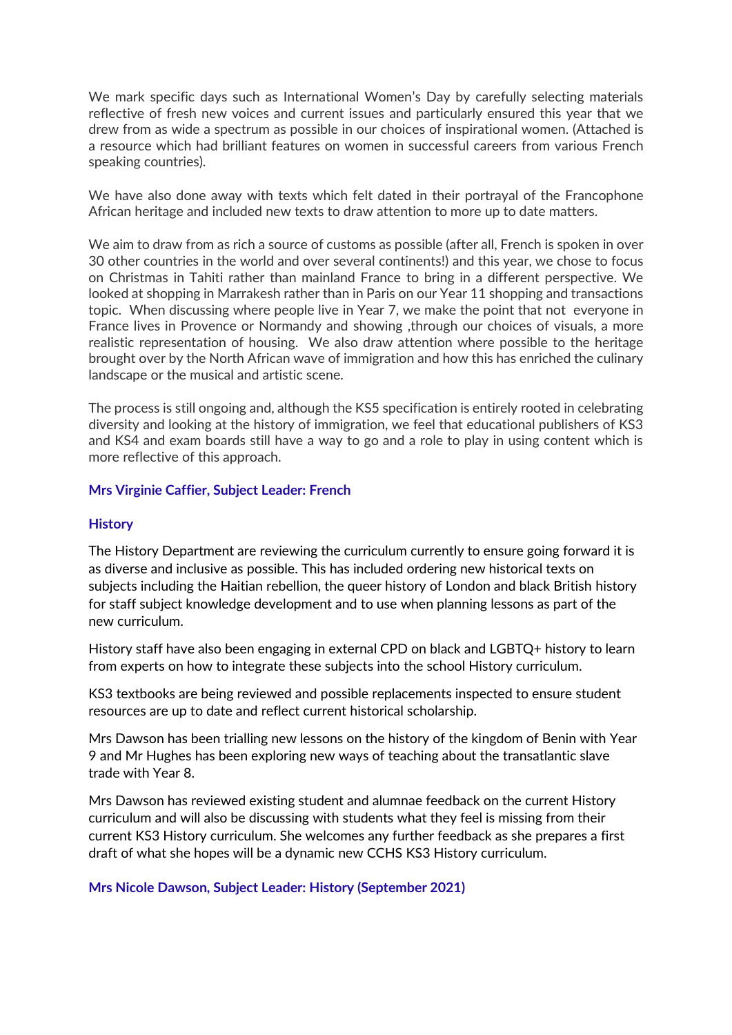We mark specific days such as International Women's Day by carefully selecting materials reflective of fresh new voices and current issues and particularly ensured this year that we drew from as wide a spectrum as possible in our choices of inspirational women. (Attached is a resource which had brilliant features on women in successful careers from various French speaking countries).

We have also done away with texts which felt dated in their portrayal of the Francophone African heritage and included new texts to draw attention to more up to date matters.

We aim to draw from as rich a source of customs as possible (after all, French is spoken in over 30 other countries in the world and over several continents!) and this year, we chose to focus on Christmas in Tahiti rather than mainland France to bring in a different perspective. We looked at shopping in Marrakesh rather than in Paris on our Year 11 shopping and transactions topic. When discussing where people live in Year 7, we make the point that not everyone in France lives in Provence or Normandy and showing ,through our choices of visuals, a more realistic representation of housing. We also draw attention where possible to the heritage brought over by the North African wave of immigration and how this has enriched the culinary landscape or the musical and artistic scene.

The process is still ongoing and, although the KS5 specification is entirely rooted in celebrating diversity and looking at the history of immigration, we feel that educational publishers of KS3 and KS4 and exam boards still have a way to go and a role to play in using content which is more reflective of this approach.

**Mrs Virginie Caffier, Subject Leader: French**

## History

The History Department are reviewing the curriculum currently to ensure going forward it is as diverse and inclusive as possible. This has included ordering new historical texts on subjects including the Haitian rebellion, the queer history of London and black British history for staff subject knowledge development and to use when planning lessons as part of the new curriculum.

History staff have also been engaging in external CPD on black and LGBTQ+ history to learn from experts on how to integrate these subjects into the school History curriculum.

KS3 textbooks are being reviewed and possible replacements inspected to ensure student resources are up to date and reflect current historical scholarship.

Mrs Dawson has been trialling new lessons on the history of the kingdom of Benin with Year 9 and Mr Hughes has been exploring new ways of teaching about the transatlantic slave trade with Year 8.

Mrs Dawson has reviewed existing student and alumnae feedback on the current History curriculum and will also be discussing with students what they feel is missing from their current KS3 History curriculum. She welcomes any further feedback as she prepares a first draft of what she hopes will be a dynamic new CCHS KS3 History curriculum.

**Mrs Nicole Dawson, Subject Leader: History (September 2021)**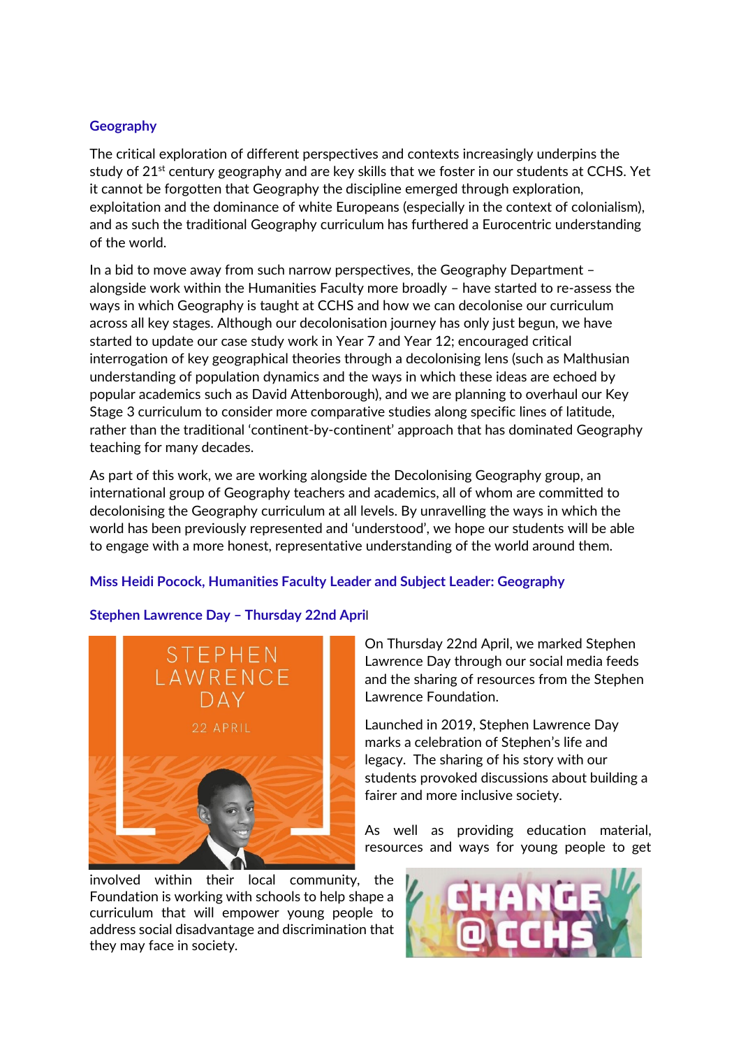## Geography

The critical exploration of different perspectives and contexts increasingly underpins the study of 21st century geography and are key skills that we foster in our students at CCHS. Yet it cannot be forgotten that Geography the discipline emerged through exploration, exploitation and the dominance of white Europeans (especially in the context of colonialism), and as such the traditional Geography curriculum has furthered a Eurocentric understanding of the world.

In a bid to move away from such narrow perspectives, the Geography Department – alongside work within the Humanities Faculty more broadly – have started to re-assess the ways in which Geography is taught at CCHS and how we can decolonise our curriculum across all key stages. Although our decolonisation journey has only just begun, we have started to update our case study work in Year 7 and Year 12; encouraged critical interrogation of key geographical theories through a decolonising lens (such as Malthusian understanding of population dynamics and the ways in which these ideas are echoed by popular academics such as David Attenborough), and we are planning to overhaul our Key Stage 3 curriculum to consider more comparative studies along specific lines of latitude, rather than the traditional 'continent-by-continent' approach that has dominated Geography teaching for many decades.

As part of this work, we are working alongside the Decolonising Geography group, an international group of Geography teachers and academics, all of whom are committed to decolonising the Geography curriculum at all levels. By unravelling the ways in which the world has been previously represented and 'understood', we hope our students will be able to engage with a more honest, representative understanding of the world around them.

**Miss Heidi Pocock, Humanities Faculty Leader and Subject Leader: Geography**

## Stephen Lawrence Day – Thursday 22nd April

On Thursday 22nd April, we marked Stephen Lawrence Day through our social media feeds and the sharing of resources from the Stephen Lawrence Foundation.

Launched in 2019, Stephen Lawrence Day marks a celebration of Stephen's life and legacy. The sharing of his story with our students provoked discussions about building a fairer and more inclusive society.

As well as providing education material, resources and ways for young people to get involved within their local community, the Foundation is working with schools to help shape a curriculum that will empower young people to address social disadvantage and discrimination that they may face in society.